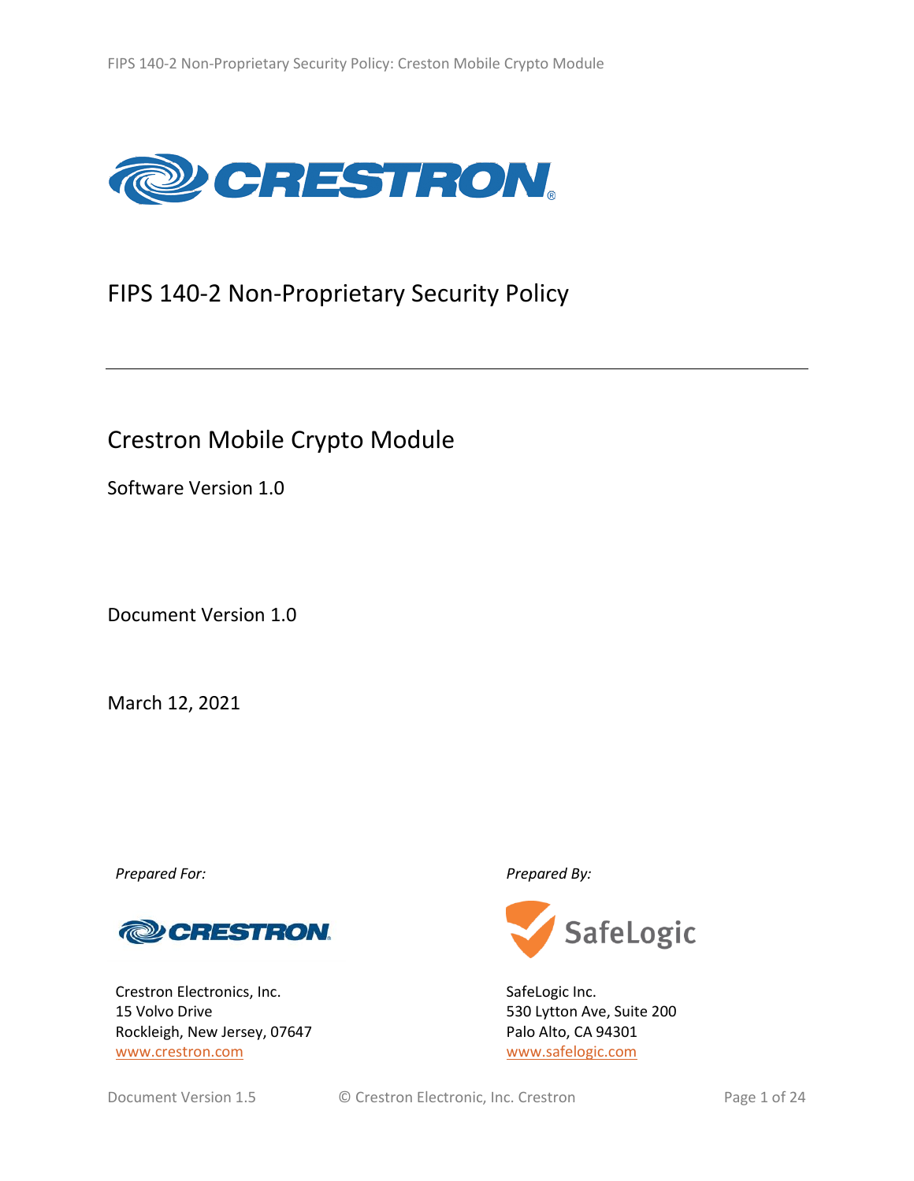# FIPS 140-2 Non-Proprietary Security Policy

## Crestron Mobile Crypto Module

Software Version 1.0

Document Version 1.0

March 12, 2021

*Prepared For:*

Crestron Electronics, Inc.
15 Volvo Drive
Rockleigh, New Jersey, 07647
www.crestron.com

*Prepared By:*

SafeLogic Inc.
530 Lytton Ave, Suite 200
Palo Alto, CA 94301
www.safelogic.com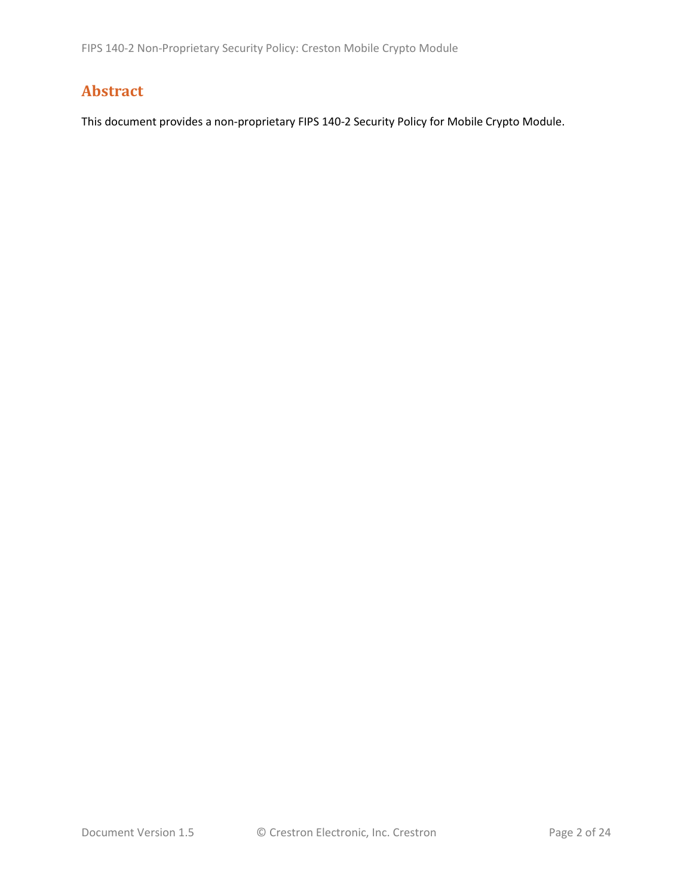## Abstract

This document provides a non-proprietary FIPS 140-2 Security Policy for Mobile Crypto Module.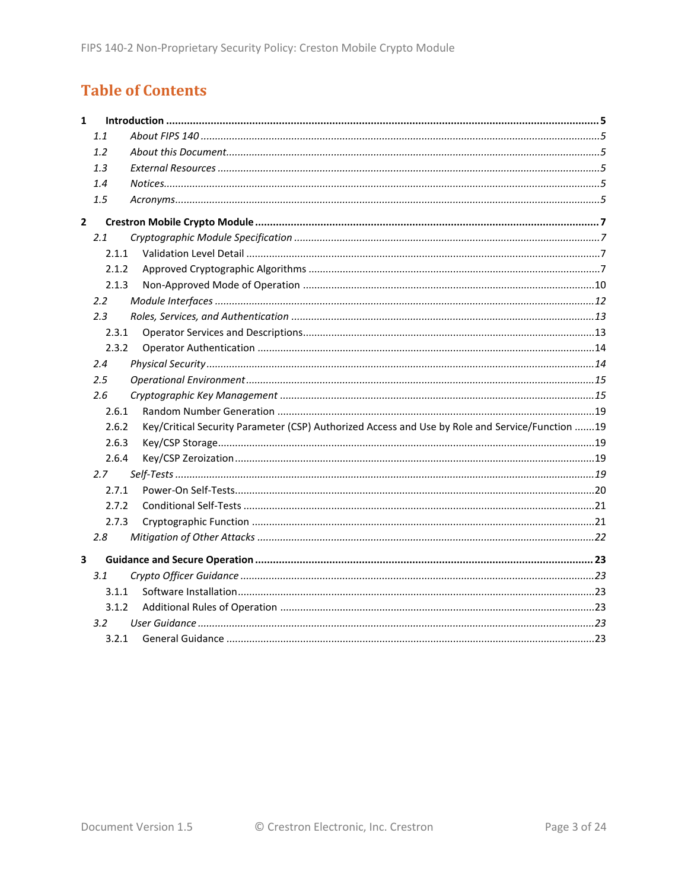# Table of Contents

**1 Introduction ......... 5**

- *1.1 About FIPS 140 ......... 5*
- *1.2 About this Document ......... 5*
- *1.3 External Resources ......... 5*
- *1.4 Notices ......... 5*
- *1.5 Acronyms ......... 5*

**2 Crestron Mobile Crypto Module ......... 7**

- *2.1 Cryptographic Module Specification ......... 7*
  - 2.1.1 Validation Level Detail ......... 7
  - 2.1.2 Approved Cryptographic Algorithms ......... 7
  - 2.1.3 Non-Approved Mode of Operation ......... 10
- *2.2 Module Interfaces ......... 12*
- *2.3 Roles, Services, and Authentication ......... 13*
  - 2.3.1 Operator Services and Descriptions ......... 13
  - 2.3.2 Operator Authentication ......... 14
- *2.4 Physical Security ......... 14*
- *2.5 Operational Environment ......... 15*
- *2.6 Cryptographic Key Management ......... 15*
  - 2.6.1 Random Number Generation ......... 19
  - 2.6.2 Key/Critical Security Parameter (CSP) Authorized Access and Use by Role and Service/Function ......... 19
  - 2.6.3 Key/CSP Storage ......... 19
  - 2.6.4 Key/CSP Zeroization ......... 19
- *2.7 Self-Tests ......... 19*
  - 2.7.1 Power-On Self-Tests ......... 20
  - 2.7.2 Conditional Self-Tests ......... 21
  - 2.7.3 Cryptographic Function ......... 21
- *2.8 Mitigation of Other Attacks ......... 22*

**3 Guidance and Secure Operation ......... 23**

- *3.1 Crypto Officer Guidance ......... 23*
  - 3.1.1 Software Installation ......... 23
  - 3.1.2 Additional Rules of Operation ......... 23
- *3.2 User Guidance ......... 23*
  - 3.2.1 General Guidance ......... 23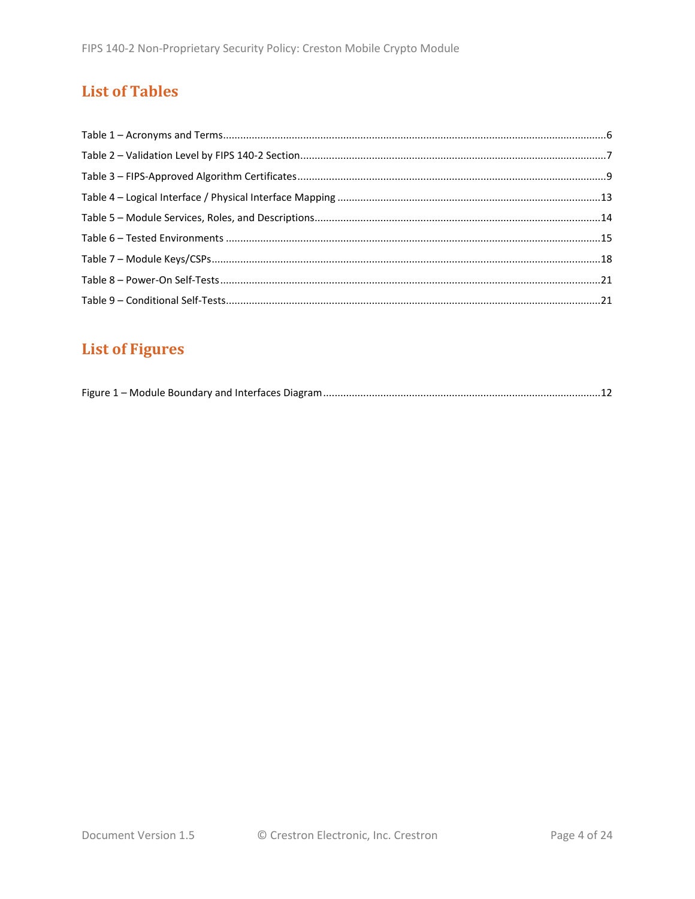## List of Tables

Table 1 – Acronyms and Terms....6
Table 2 – Validation Level by FIPS 140-2 Section....7
Table 3 – FIPS-Approved Algorithm Certificates....9
Table 4 – Logical Interface / Physical Interface Mapping ....13
Table 5 – Module Services, Roles, and Descriptions....14
Table 6 – Tested Environments ....15
Table 7 – Module Keys/CSPs....18
Table 8 – Power-On Self-Tests....21
Table 9 – Conditional Self-Tests....21

## List of Figures

Figure 1 – Module Boundary and Interfaces Diagram....12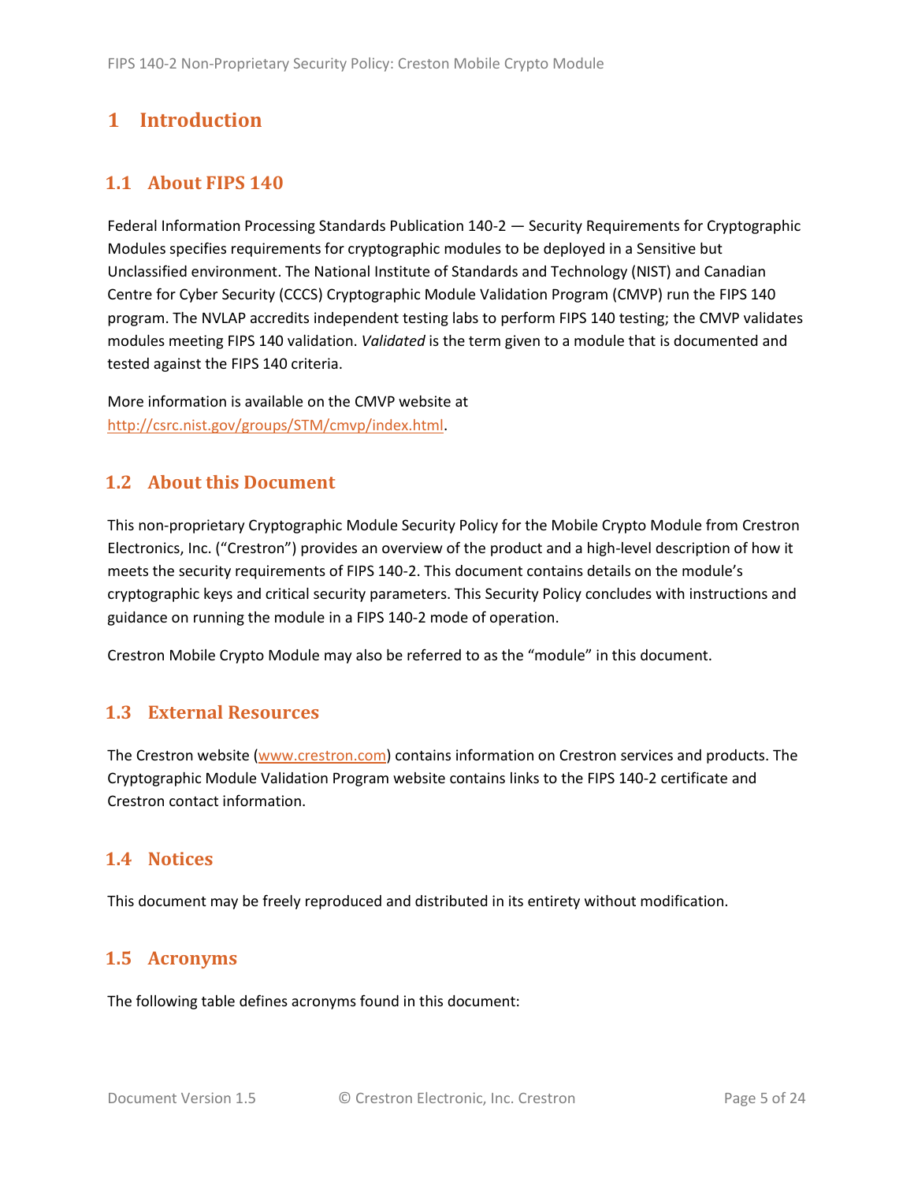# 1 Introduction

## 1.1 About FIPS 140

Federal Information Processing Standards Publication 140-2 — Security Requirements for Cryptographic Modules specifies requirements for cryptographic modules to be deployed in a Sensitive but Unclassified environment. The National Institute of Standards and Technology (NIST) and Canadian Centre for Cyber Security (CCCS) Cryptographic Module Validation Program (CMVP) run the FIPS 140 program. The NVLAP accredits independent testing labs to perform FIPS 140 testing; the CMVP validates modules meeting FIPS 140 validation. *Validated* is the term given to a module that is documented and tested against the FIPS 140 criteria.

More information is available on the CMVP website at http://csrc.nist.gov/groups/STM/cmvp/index.html.

## 1.2 About this Document

This non-proprietary Cryptographic Module Security Policy for the Mobile Crypto Module from Crestron Electronics, Inc. (“Crestron”) provides an overview of the product and a high-level description of how it meets the security requirements of FIPS 140-2. This document contains details on the module’s cryptographic keys and critical security parameters. This Security Policy concludes with instructions and guidance on running the module in a FIPS 140-2 mode of operation.

Crestron Mobile Crypto Module may also be referred to as the “module” in this document.

## 1.3 External Resources

The Crestron website (www.crestron.com) contains information on Crestron services and products. The Cryptographic Module Validation Program website contains links to the FIPS 140-2 certificate and Crestron contact information.

## 1.4 Notices

This document may be freely reproduced and distributed in its entirety without modification.

## 1.5 Acronyms

The following table defines acronyms found in this document: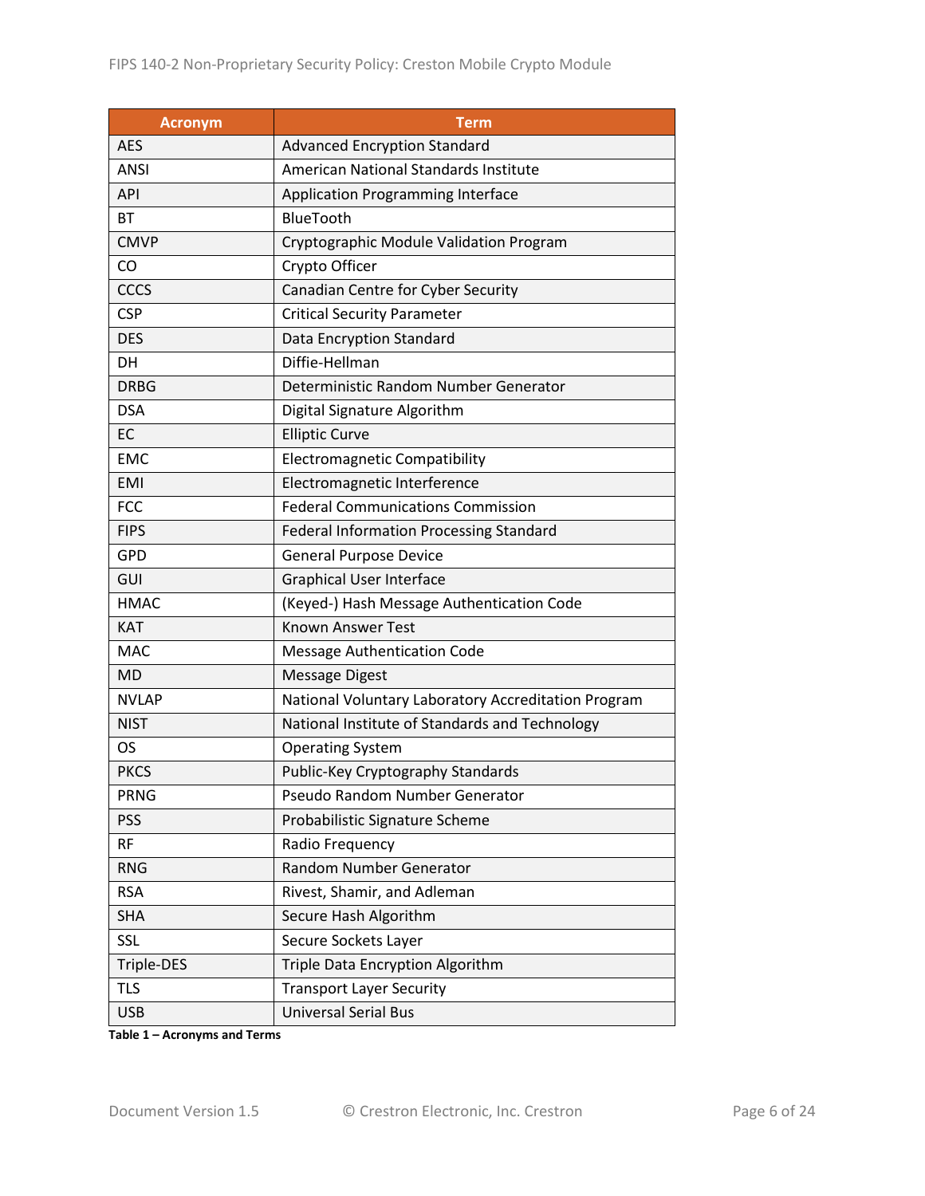| Acronym | Term |
|---|---|
| AES | Advanced Encryption Standard |
| ANSI | American National Standards Institute |
| API | Application Programming Interface |
| BT | BlueTooth |
| CMVP | Cryptographic Module Validation Program |
| CO | Crypto Officer |
| CCCS | Canadian Centre for Cyber Security |
| CSP | Critical Security Parameter |
| DES | Data Encryption Standard |
| DH | Diffie-Hellman |
| DRBG | Deterministic Random Number Generator |
| DSA | Digital Signature Algorithm |
| EC | Elliptic Curve |
| EMC | Electromagnetic Compatibility |
| EMI | Electromagnetic Interference |
| FCC | Federal Communications Commission |
| FIPS | Federal Information Processing Standard |
| GPD | General Purpose Device |
| GUI | Graphical User Interface |
| HMAC | (Keyed-) Hash Message Authentication Code |
| KAT | Known Answer Test |
| MAC | Message Authentication Code |
| MD | Message Digest |
| NVLAP | National Voluntary Laboratory Accreditation Program |
| NIST | National Institute of Standards and Technology |
| OS | Operating System |
| PKCS | Public-Key Cryptography Standards |
| PRNG | Pseudo Random Number Generator |
| PSS | Probabilistic Signature Scheme |
| RF | Radio Frequency |
| RNG | Random Number Generator |
| RSA | Rivest, Shamir, and Adleman |
| SHA | Secure Hash Algorithm |
| SSL | Secure Sockets Layer |
| Triple-DES | Triple Data Encryption Algorithm |
| TLS | Transport Layer Security |
| USB | Universal Serial Bus |

**Table 1 – Acronyms and Terms**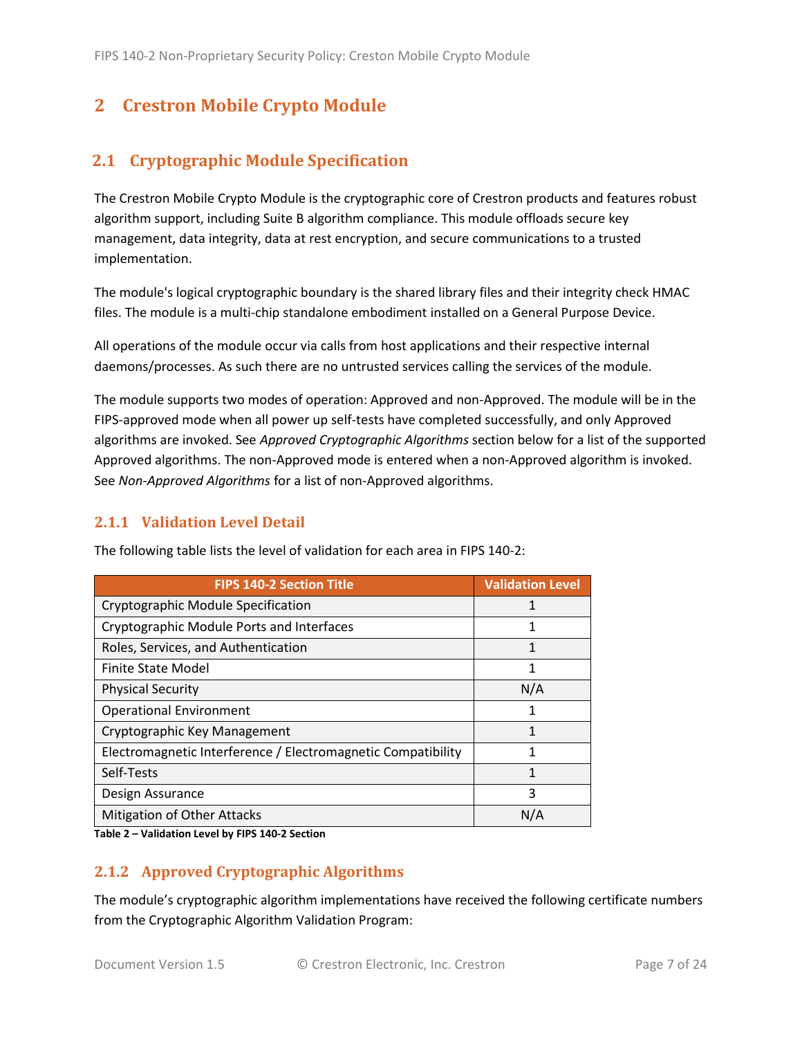# 2 Crestron Mobile Crypto Module

## 2.1 Cryptographic Module Specification

The Crestron Mobile Crypto Module is the cryptographic core of Crestron products and features robust algorithm support, including Suite B algorithm compliance. This module offloads secure key management, data integrity, data at rest encryption, and secure communications to a trusted implementation.

The module's logical cryptographic boundary is the shared library files and their integrity check HMAC files. The module is a multi-chip standalone embodiment installed on a General Purpose Device.

All operations of the module occur via calls from host applications and their respective internal daemons/processes. As such there are no untrusted services calling the services of the module.

The module supports two modes of operation: Approved and non-Approved. The module will be in the FIPS-approved mode when all power up self-tests have completed successfully, and only Approved algorithms are invoked. See *Approved Cryptographic Algorithms* section below for a list of the supported Approved algorithms. The non-Approved mode is entered when a non-Approved algorithm is invoked. See *Non-Approved Algorithms* for a list of non-Approved algorithms.

### 2.1.1 Validation Level Detail

The following table lists the level of validation for each area in FIPS 140-2:

| FIPS 140-2 Section Title | Validation Level |
|---|---|
| Cryptographic Module Specification | 1 |
| Cryptographic Module Ports and Interfaces | 1 |
| Roles, Services, and Authentication | 1 |
| Finite State Model | 1 |
| Physical Security | N/A |
| Operational Environment | 1 |
| Cryptographic Key Management | 1 |
| Electromagnetic Interference / Electromagnetic Compatibility | 1 |
| Self-Tests | 1 |
| Design Assurance | 3 |
| Mitigation of Other Attacks | N/A |

**Table 2 – Validation Level by FIPS 140-2 Section**

### 2.1.2 Approved Cryptographic Algorithms

The module's cryptographic algorithm implementations have received the following certificate numbers from the Cryptographic Algorithm Validation Program: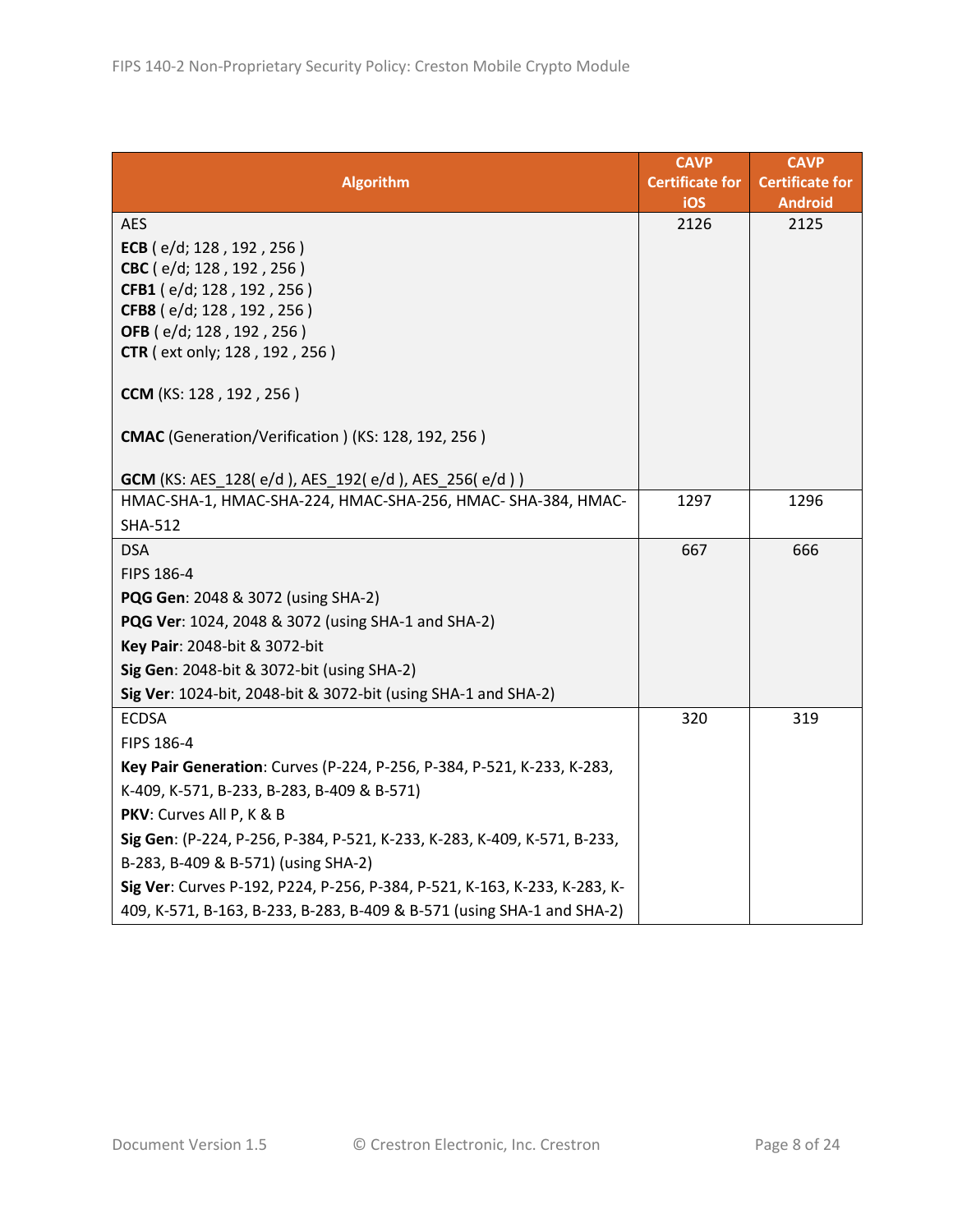| Algorithm | CAVP Certificate for iOS | CAVP Certificate for Android |
|---|---|---|
| AES<br>**ECB** ( e/d; 128 , 192 , 256 )<br>**CBC** ( e/d; 128 , 192 , 256 )<br>**CFB1** ( e/d; 128 , 192 , 256 )<br>**CFB8** ( e/d; 128 , 192 , 256 )<br>**OFB** ( e/d; 128 , 192 , 256 )<br>**CTR** ( ext only; 128 , 192 , 256 )<br><br>**CCM** (KS: 128 , 192 , 256 )<br><br>**CMAC** (Generation/Verification ) (KS: 128, 192, 256 )<br><br>**GCM** (KS: AES_128( e/d ), AES_192( e/d ), AES_256( e/d ) ) | 2126 | 2125 |
| HMAC-SHA-1, HMAC-SHA-224, HMAC-SHA-256, HMAC- SHA-384, HMAC-SHA-512 | 1297 | 1296 |
| DSA<br>FIPS 186-4<br>**PQG Gen**: 2048 & 3072 (using SHA-2)<br>**PQG Ver**: 1024, 2048 & 3072 (using SHA-1 and SHA-2)<br>**Key Pair**: 2048-bit & 3072-bit<br>**Sig Gen**: 2048-bit & 3072-bit (using SHA-2)<br>**Sig Ver**: 1024-bit, 2048-bit & 3072-bit (using SHA-1 and SHA-2) | 667 | 666 |
| ECDSA<br>FIPS 186-4<br>**Key Pair Generation**: Curves (P-224, P-256, P-384, P-521, K-233, K-283, K-409, K-571, B-233, B-283, B-409 & B-571)<br>**PKV**: Curves All P, K & B<br>**Sig Gen**: (P-224, P-256, P-384, P-521, K-233, K-283, K-409, K-571, B-233, B-283, B-409 & B-571) (using SHA-2)<br>**Sig Ver**: Curves P-192, P224, P-256, P-384, P-521, K-163, K-233, K-283, K-409, K-571, B-163, B-233, B-283, B-409 & B-571 (using SHA-1 and SHA-2) | 320 | 319 |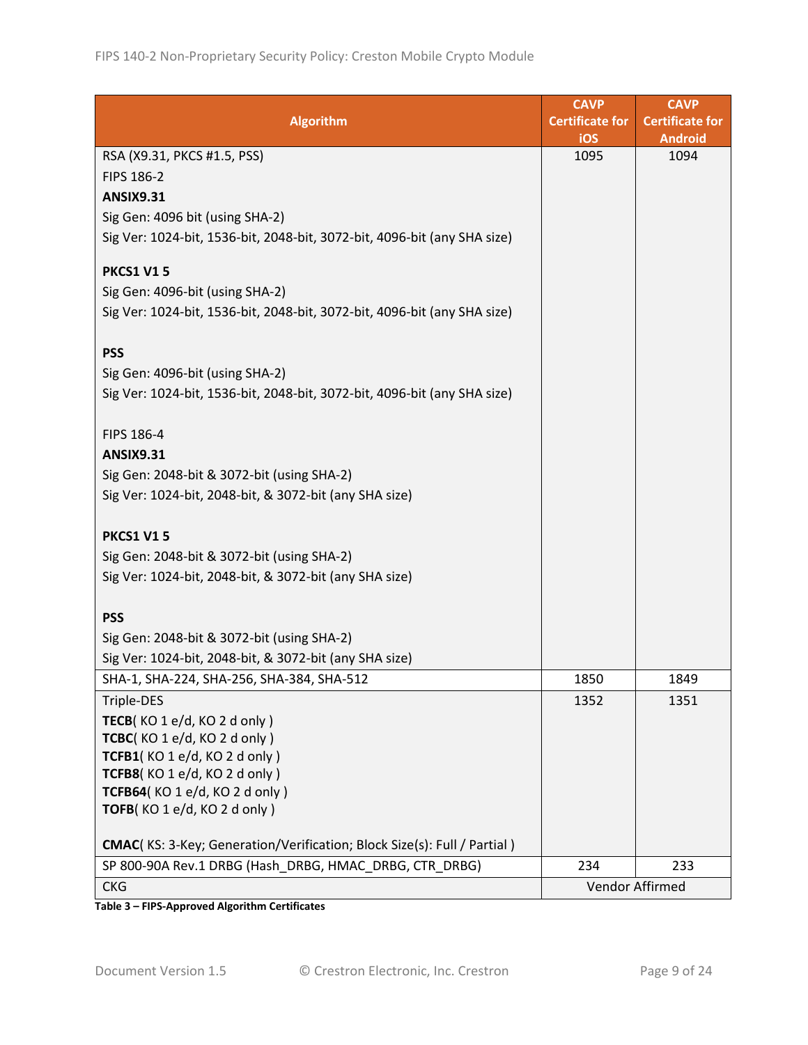| Algorithm | CAVP Certificate for iOS | CAVP Certificate for Android |
|---|---|---|
| RSA (X9.31, PKCS #1.5, PSS)<br>FIPS 186-2<br>**ANSIX9.31**<br>Sig Gen: 4096 bit (using SHA-2)<br>Sig Ver: 1024-bit, 1536-bit, 2048-bit, 3072-bit, 4096-bit (any SHA size)<br><br>**PKCS1 V1 5**<br>Sig Gen: 4096-bit (using SHA-2)<br>Sig Ver: 1024-bit, 1536-bit, 2048-bit, 3072-bit, 4096-bit (any SHA size)<br><br>**PSS**<br>Sig Gen: 4096-bit (using SHA-2)<br>Sig Ver: 1024-bit, 1536-bit, 2048-bit, 3072-bit, 4096-bit (any SHA size)<br><br>FIPS 186-4<br>**ANSIX9.31**<br>Sig Gen: 2048-bit & 3072-bit (using SHA-2)<br>Sig Ver: 1024-bit, 2048-bit, & 3072-bit (any SHA size)<br><br>**PKCS1 V1 5**<br>Sig Gen: 2048-bit & 3072-bit (using SHA-2)<br>Sig Ver: 1024-bit, 2048-bit, & 3072-bit (any SHA size)<br><br>**PSS**<br>Sig Gen: 2048-bit & 3072-bit (using SHA-2)<br>Sig Ver: 1024-bit, 2048-bit, & 3072-bit (any SHA size) | 1095 | 1094 |
| SHA-1, SHA-224, SHA-256, SHA-384, SHA-512 | 1850 | 1849 |
| Triple-DES<br>**TECB**( KO 1 e/d, KO 2 d only )<br>**TCBC**( KO 1 e/d, KO 2 d only )<br>**TCFB1**( KO 1 e/d, KO 2 d only )<br>**TCFB8**( KO 1 e/d, KO 2 d only )<br>**TCFB64**( KO 1 e/d, KO 2 d only )<br>**TOFB**( KO 1 e/d, KO 2 d only )<br><br>**CMAC**( KS: 3-Key; Generation/Verification; Block Size(s): Full / Partial ) | 1352 | 1351 |
| SP 800-90A Rev.1 DRBG (Hash_DRBG, HMAC_DRBG, CTR_DRBG) | 234 | 233 |
| CKG | Vendor Affirmed | |

**Table 3 – FIPS-Approved Algorithm Certificates**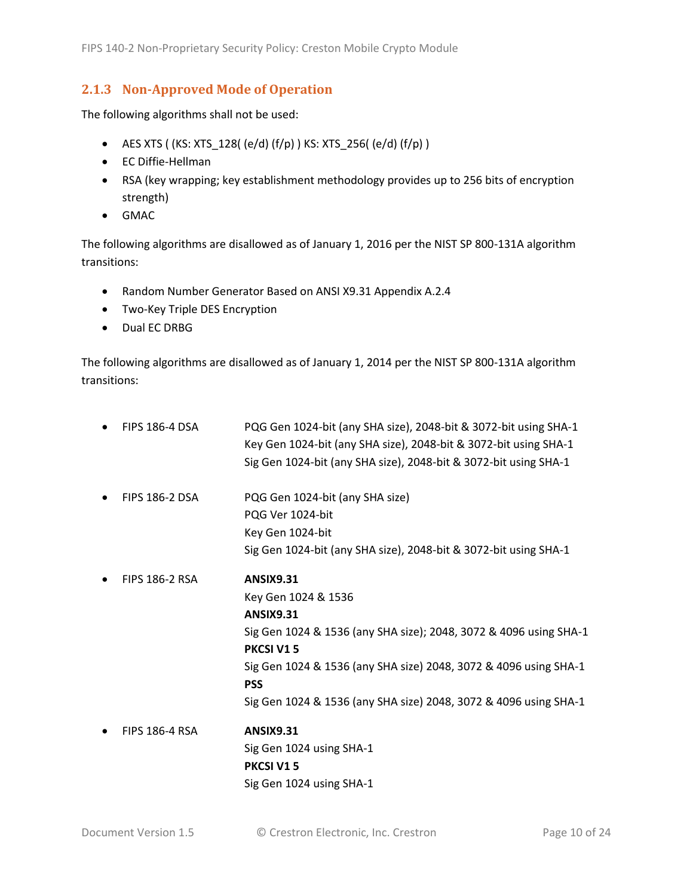### 2.1.3 Non-Approved Mode of Operation

The following algorithms shall not be used:

- AES XTS ( (KS: XTS_128( (e/d) (f/p) ) KS: XTS_256( (e/d) (f/p) )
- EC Diffie-Hellman
- RSA (key wrapping; key establishment methodology provides up to 256 bits of encryption strength)
- GMAC

The following algorithms are disallowed as of January 1, 2016 per the NIST SP 800-131A algorithm transitions:

- Random Number Generator Based on ANSI X9.31 Appendix A.2.4
- Two-Key Triple DES Encryption
- Dual EC DRBG

The following algorithms are disallowed as of January 1, 2014 per the NIST SP 800-131A algorithm transitions:

- FIPS 186-4 DSA
  - PQG Gen 1024-bit (any SHA size), 2048-bit & 3072-bit using SHA-1
  - Key Gen 1024-bit (any SHA size), 2048-bit & 3072-bit using SHA-1
  - Sig Gen 1024-bit (any SHA size), 2048-bit & 3072-bit using SHA-1
- FIPS 186-2 DSA
  - PQG Gen 1024-bit (any SHA size)
  - PQG Ver 1024-bit
  - Key Gen 1024-bit
  - Sig Gen 1024-bit (any SHA size), 2048-bit & 3072-bit using SHA-1
- FIPS 186-2 RSA
  - **ANSIX9.31**
  - Key Gen 1024 & 1536
  - **ANSIX9.31**
  - Sig Gen 1024 & 1536 (any SHA size); 2048, 3072 & 4096 using SHA-1
  - **PKCSI V1 5**
  - Sig Gen 1024 & 1536 (any SHA size) 2048, 3072 & 4096 using SHA-1
  - **PSS**
  - Sig Gen 1024 & 1536 (any SHA size) 2048, 3072 & 4096 using SHA-1
- FIPS 186-4 RSA
  - **ANSIX9.31**
  - Sig Gen 1024 using SHA-1
  - **PKCSI V1 5**
  - Sig Gen 1024 using SHA-1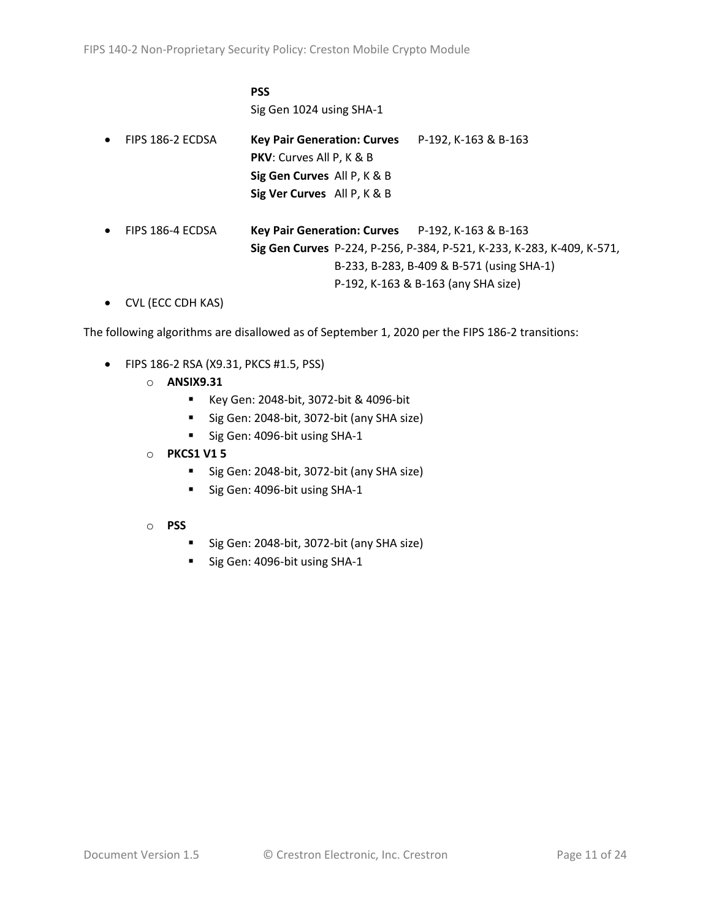**PSS**
Sig Gen 1024 using SHA-1

- FIPS 186-2 ECDSA **Key Pair Generation: Curves** P-192, K-163 & B-163
  **PKV**: Curves All P, K & B
  **Sig Gen Curves** All P, K & B
  **Sig Ver Curves** All P, K & B

- FIPS 186-4 ECDSA **Key Pair Generation: Curves** P-192, K-163 & B-163
  **Sig Gen Curves** P-224, P-256, P-384, P-521, K-233, K-283, K-409, K-571, B-233, B-283, B-409 & B-571 (using SHA-1)
  P-192, K-163 & B-163 (any SHA size)

- CVL (ECC CDH KAS)

The following algorithms are disallowed as of September 1, 2020 per the FIPS 186-2 transitions:

- FIPS 186-2 RSA (X9.31, PKCS #1.5, PSS)
  - **ANSIX9.31**
    - Key Gen: 2048-bit, 3072-bit & 4096-bit
    - Sig Gen: 2048-bit, 3072-bit (any SHA size)
    - Sig Gen: 4096-bit using SHA-1
  - **PKCS1 V1 5**
    - Sig Gen: 2048-bit, 3072-bit (any SHA size)
    - Sig Gen: 4096-bit using SHA-1
  - **PSS**
    - Sig Gen: 2048-bit, 3072-bit (any SHA size)
    - Sig Gen: 4096-bit using SHA-1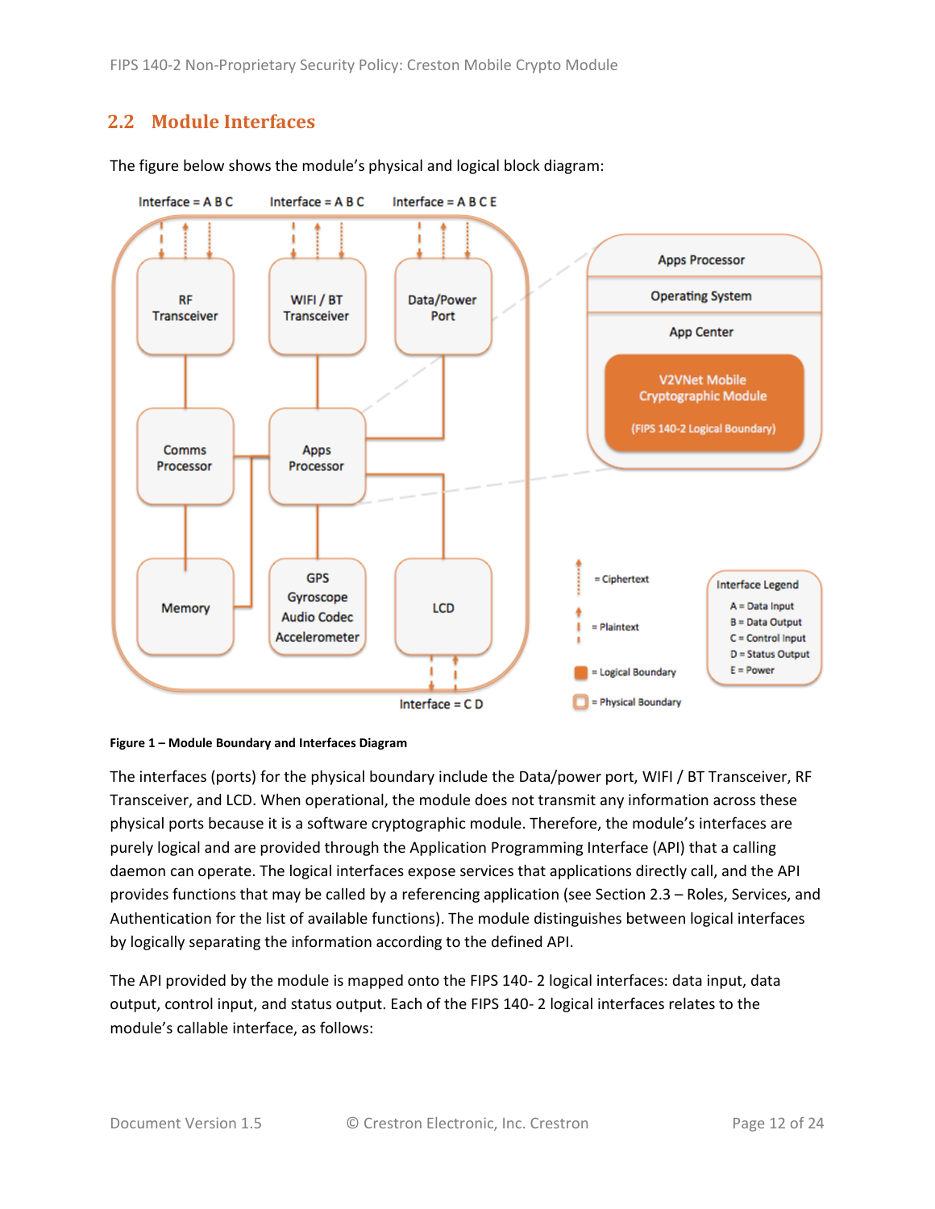## 2.2 Module Interfaces

The figure below shows the module's physical and logical block diagram:

**Figure 1 – Module Boundary and Interfaces Diagram**

The interfaces (ports) for the physical boundary include the Data/power port, WIFI / BT Transceiver, RF Transceiver, and LCD. When operational, the module does not transmit any information across these physical ports because it is a software cryptographic module. Therefore, the module's interfaces are purely logical and are provided through the Application Programming Interface (API) that a calling daemon can operate. The logical interfaces expose services that applications directly call, and the API provides functions that may be called by a referencing application (see Section 2.3 – Roles, Services, and Authentication for the list of available functions). The module distinguishes between logical interfaces by logically separating the information according to the defined API.

The API provided by the module is mapped onto the FIPS 140- 2 logical interfaces: data input, data output, control input, and status output. Each of the FIPS 140- 2 logical interfaces relates to the module's callable interface, as follows: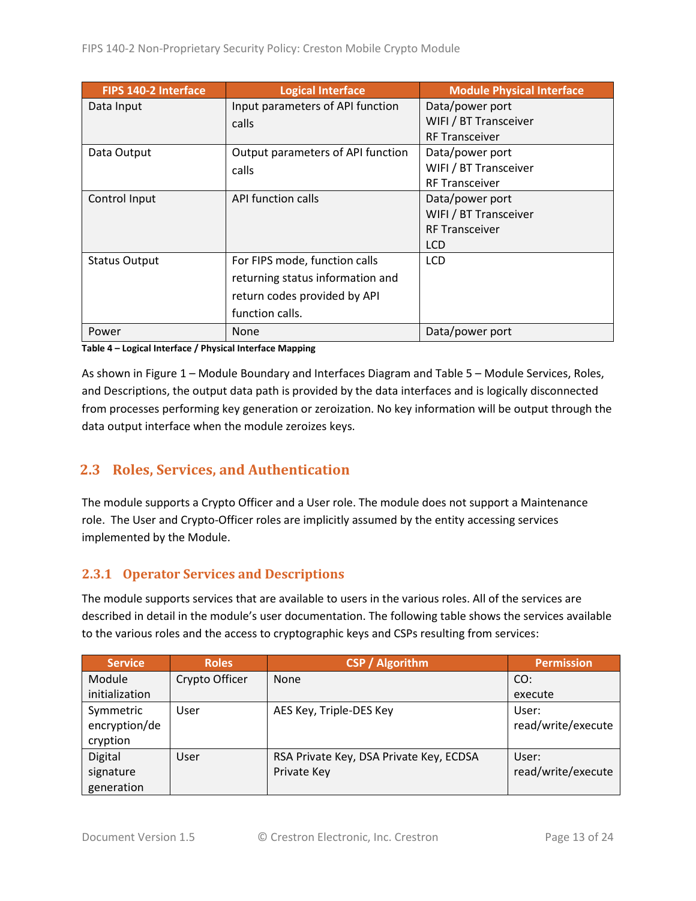| FIPS 140-2 Interface | Logical Interface | Module Physical Interface |
|---|---|---|
| Data Input | Input parameters of API function calls | Data/power port<br>WIFI / BT Transceiver<br>RF Transceiver |
| Data Output | Output parameters of API function calls | Data/power port<br>WIFI / BT Transceiver<br>RF Transceiver |
| Control Input | API function calls | Data/power port<br>WIFI / BT Transceiver<br>RF Transceiver<br>LCD |
| Status Output | For FIPS mode, function calls returning status information and return codes provided by API function calls. | LCD |
| Power | None | Data/power port |

**Table 4 – Logical Interface / Physical Interface Mapping**

As shown in Figure 1 – Module Boundary and Interfaces Diagram and Table 5 – Module Services, Roles, and Descriptions, the output data path is provided by the data interfaces and is logically disconnected from processes performing key generation or zeroization. No key information will be output through the data output interface when the module zeroizes keys.

## 2.3 Roles, Services, and Authentication

The module supports a Crypto Officer and a User role. The module does not support a Maintenance role. The User and Crypto-Officer roles are implicitly assumed by the entity accessing services implemented by the Module.

### 2.3.1 Operator Services and Descriptions

The module supports services that are available to users in the various roles. All of the services are described in detail in the module's user documentation. The following table shows the services available to the various roles and the access to cryptographic keys and CSPs resulting from services:

| Service | Roles | CSP / Algorithm | Permission |
|---|---|---|---|
| Module initialization | Crypto Officer | None | CO:<br>execute |
| Symmetric encryption/decryption | User | AES Key, Triple-DES Key | User:<br>read/write/execute |
| Digital signature generation | User | RSA Private Key, DSA Private Key, ECDSA Private Key | User:<br>read/write/execute |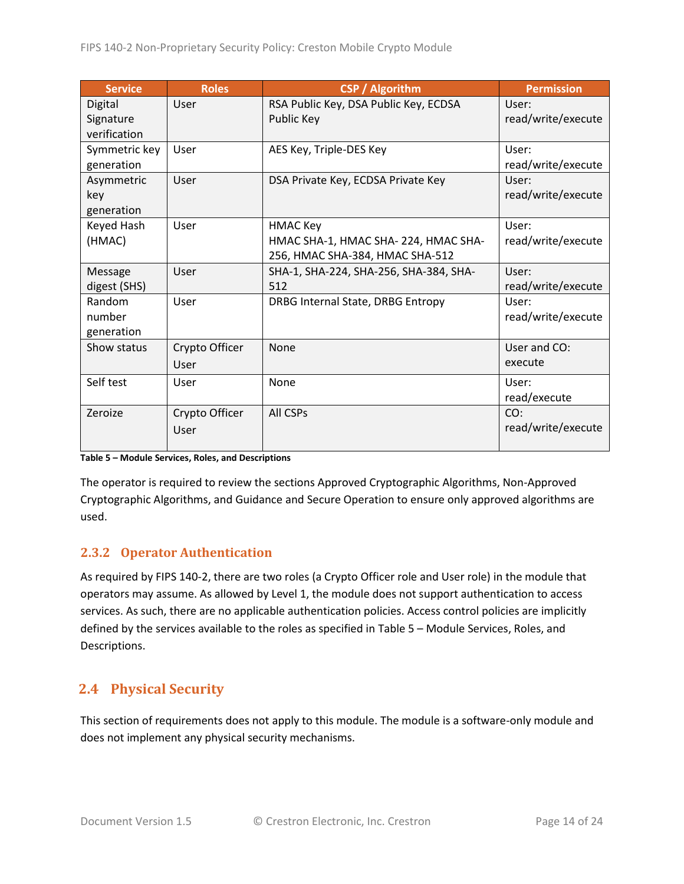| Service | Roles | CSP / Algorithm | Permission |
|---|---|---|---|
| Digital Signature verification | User | RSA Public Key, DSA Public Key, ECDSA Public Key | User: read/write/execute |
| Symmetric key generation | User | AES Key, Triple-DES Key | User: read/write/execute |
| Asymmetric key generation | User | DSA Private Key, ECDSA Private Key | User: read/write/execute |
| Keyed Hash (HMAC) | User | HMAC Key<br>HMAC SHA-1, HMAC SHA- 224, HMAC SHA-256, HMAC SHA-384, HMAC SHA-512 | User: read/write/execute |
| Message digest (SHS) | User | SHA-1, SHA-224, SHA-256, SHA-384, SHA-512 | User: read/write/execute |
| Random number generation | User | DRBG Internal State, DRBG Entropy | User: read/write/execute |
| Show status | Crypto Officer<br>User | None | User and CO: execute |
| Self test | User | None | User: read/execute |
| Zeroize | Crypto Officer<br>User | All CSPs | CO: read/write/execute |

**Table 5 – Module Services, Roles, and Descriptions**

The operator is required to review the sections Approved Cryptographic Algorithms, Non-Approved Cryptographic Algorithms, and Guidance and Secure Operation to ensure only approved algorithms are used.

### 2.3.2 Operator Authentication

As required by FIPS 140-2, there are two roles (a Crypto Officer role and User role) in the module that operators may assume. As allowed by Level 1, the module does not support authentication to access services. As such, there are no applicable authentication policies. Access control policies are implicitly defined by the services available to the roles as specified in Table 5 – Module Services, Roles, and Descriptions.

## 2.4 Physical Security

This section of requirements does not apply to this module. The module is a software-only module and does not implement any physical security mechanisms.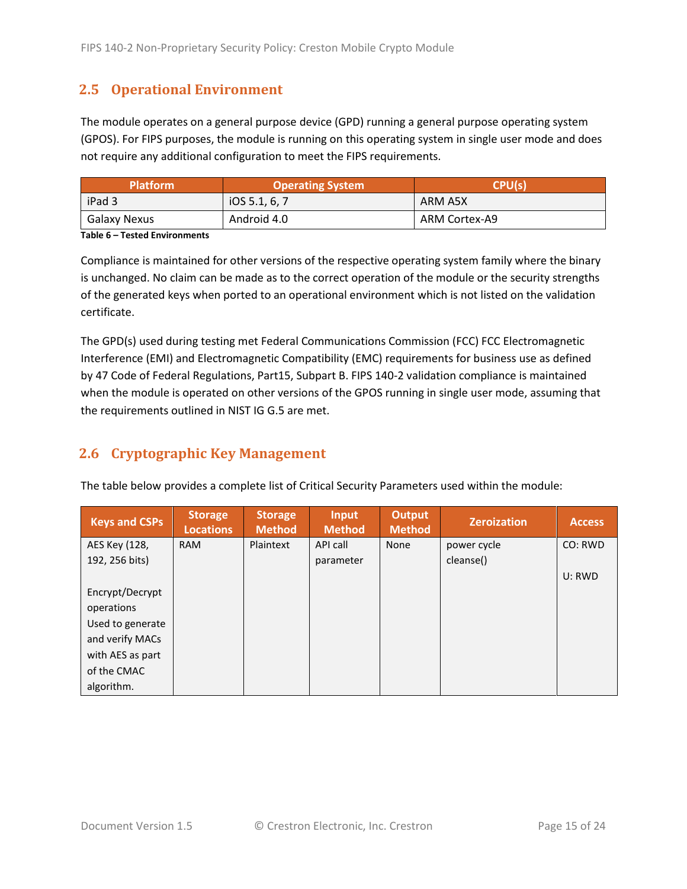## 2.5 Operational Environment

The module operates on a general purpose device (GPD) running a general purpose operating system (GPOS). For FIPS purposes, the module is running on this operating system in single user mode and does not require any additional configuration to meet the FIPS requirements.

| Platform | Operating System | CPU(s) |
|---|---|---|
| iPad 3 | iOS 5.1, 6, 7 | ARM A5X |
| Galaxy Nexus | Android 4.0 | ARM Cortex-A9 |

**Table 6 – Tested Environments**

Compliance is maintained for other versions of the respective operating system family where the binary is unchanged. No claim can be made as to the correct operation of the module or the security strengths of the generated keys when ported to an operational environment which is not listed on the validation certificate.

The GPD(s) used during testing met Federal Communications Commission (FCC) FCC Electromagnetic Interference (EMI) and Electromagnetic Compatibility (EMC) requirements for business use as defined by 47 Code of Federal Regulations, Part15, Subpart B. FIPS 140-2 validation compliance is maintained when the module is operated on other versions of the GPOS running in single user mode, assuming that the requirements outlined in NIST IG G.5 are met.

## 2.6 Cryptographic Key Management

The table below provides a complete list of Critical Security Parameters used within the module:

| Keys and CSPs | Storage Locations | Storage Method | Input Method | Output Method | Zeroization | Access |
|---|---|---|---|---|---|---|
| AES Key (128, 192, 256 bits)<br><br>Encrypt/Decrypt operations<br>Used to generate and verify MACs with AES as part of the CMAC algorithm. | RAM | Plaintext | API call parameter | None | power cycle<br>cleanse() | CO: RWD<br><br>U: RWD |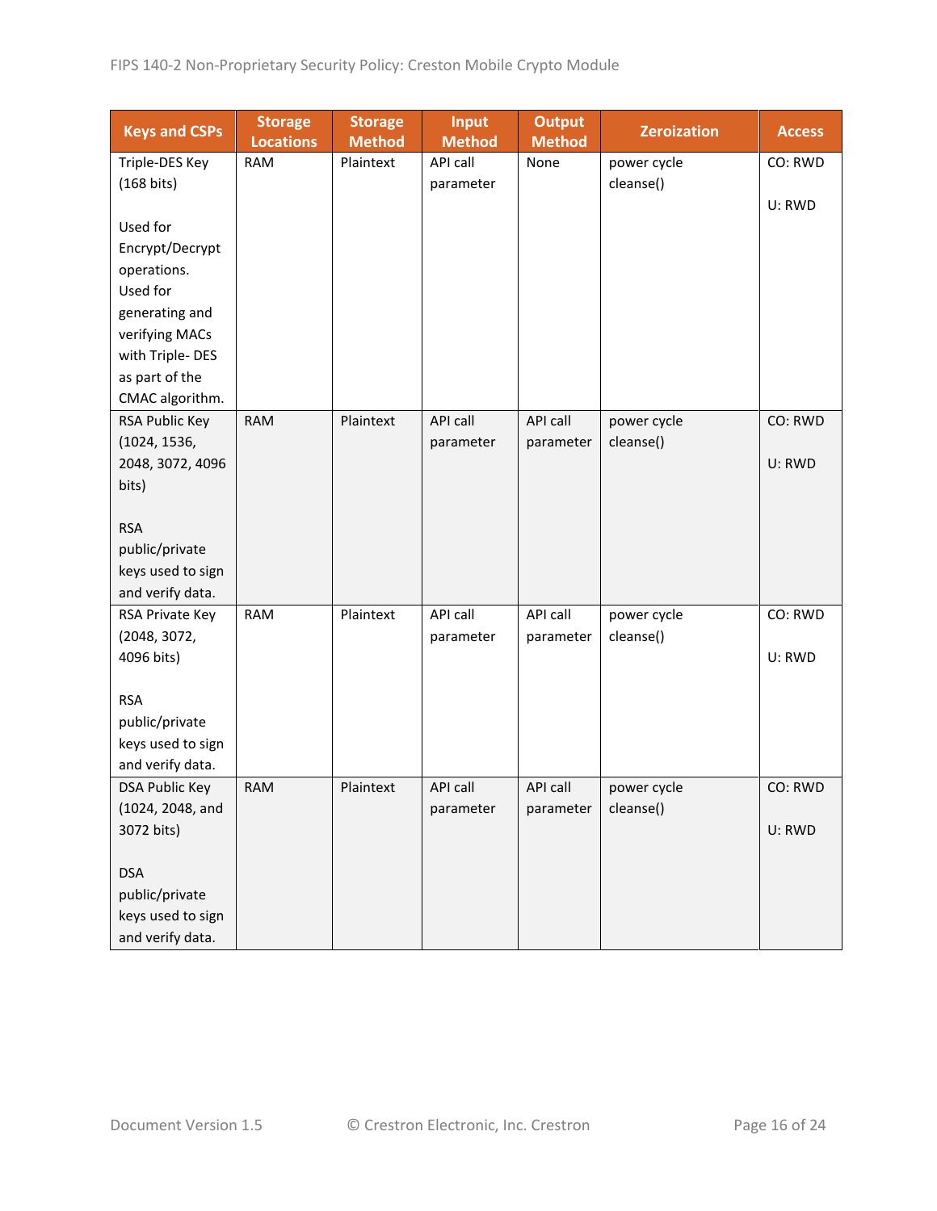| Keys and CSPs | Storage Locations | Storage Method | Input Method | Output Method | Zeroization | Access |
|---|---|---|---|---|---|---|
| Triple-DES Key (168 bits)<br><br>Used for Encrypt/Decrypt operations. Used for generating and verifying MACs with Triple- DES as part of the CMAC algorithm. | RAM | Plaintext | API call parameter | None | power cycle cleanse() | CO: RWD<br><br>U: RWD |
| RSA Public Key (1024, 1536, 2048, 3072, 4096 bits)<br><br>RSA public/private keys used to sign and verify data. | RAM | Plaintext | API call parameter | API call parameter | power cycle cleanse() | CO: RWD<br><br>U: RWD |
| RSA Private Key (2048, 3072, 4096 bits)<br><br>RSA public/private keys used to sign and verify data. | RAM | Plaintext | API call parameter | API call parameter | power cycle cleanse() | CO: RWD<br><br>U: RWD |
| DSA Public Key (1024, 2048, and 3072 bits)<br><br>DSA public/private keys used to sign and verify data. | RAM | Plaintext | API call parameter | API call parameter | power cycle cleanse() | CO: RWD<br><br>U: RWD |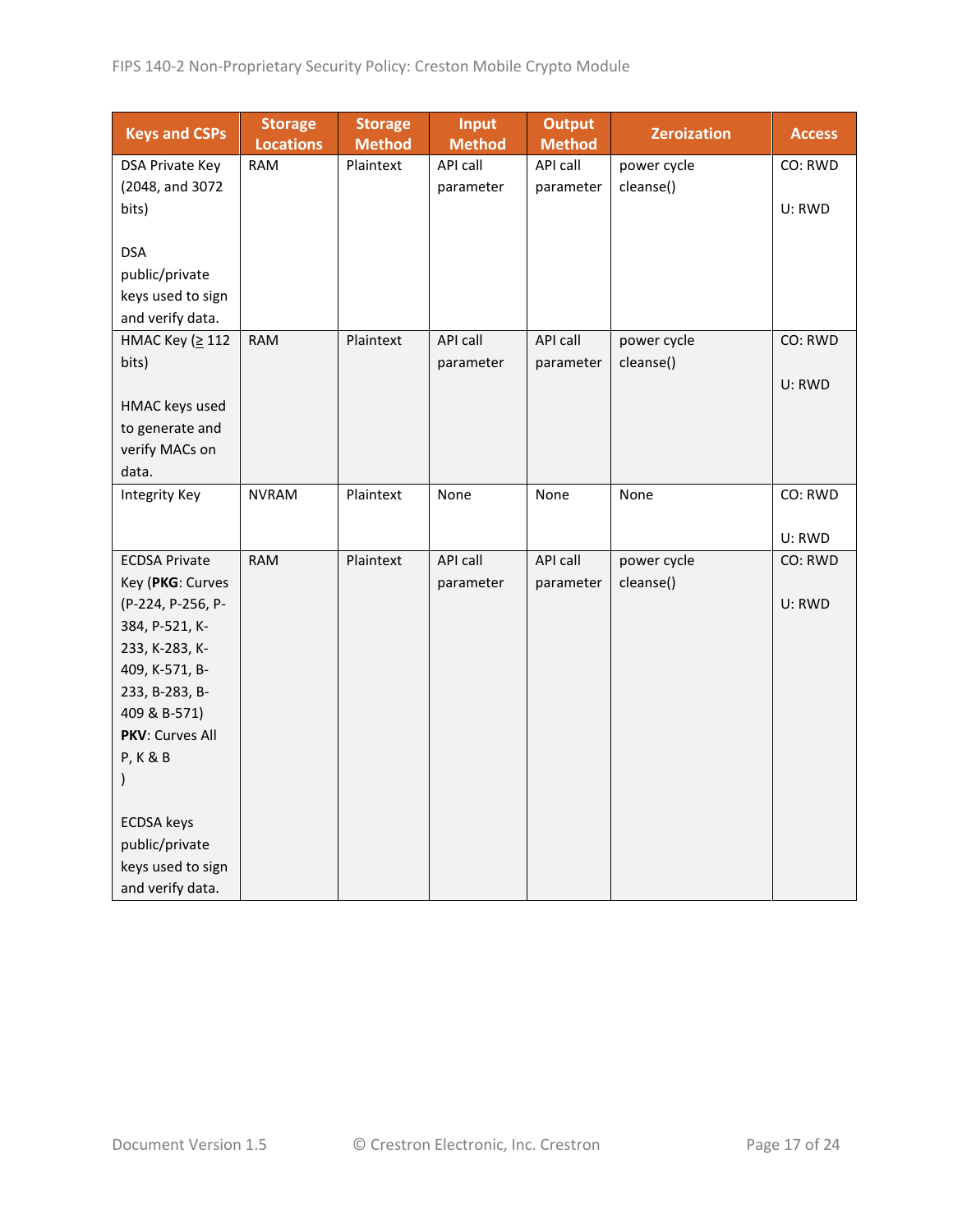| Keys and CSPs | Storage Locations | Storage Method | Input Method | Output Method | Zeroization | Access |
|---|---|---|---|---|---|---|
| DSA Private Key (2048, and 3072 bits)<br><br>DSA public/private keys used to sign and verify data. | RAM | Plaintext | API call parameter | API call parameter | power cycle cleanse() | CO: RWD<br><br>U: RWD |
| HMAC Key (≥ 112 bits)<br><br>HMAC keys used to generate and verify MACs on data. | RAM | Plaintext | API call parameter | API call parameter | power cycle cleanse() | CO: RWD<br><br>U: RWD |
| Integrity Key | NVRAM | Plaintext | None | None | None | CO: RWD<br><br>U: RWD |
| ECDSA Private Key (**PKG**: Curves (P-224, P-256, P-384, P-521, K-233, K-283, K-409, K-571, B-233, B-283, B-409 & B-571) **PKV**: Curves All P, K & B )<br><br>ECDSA keys public/private keys used to sign and verify data. | RAM | Plaintext | API call parameter | API call parameter | power cycle cleanse() | CO: RWD<br><br>U: RWD |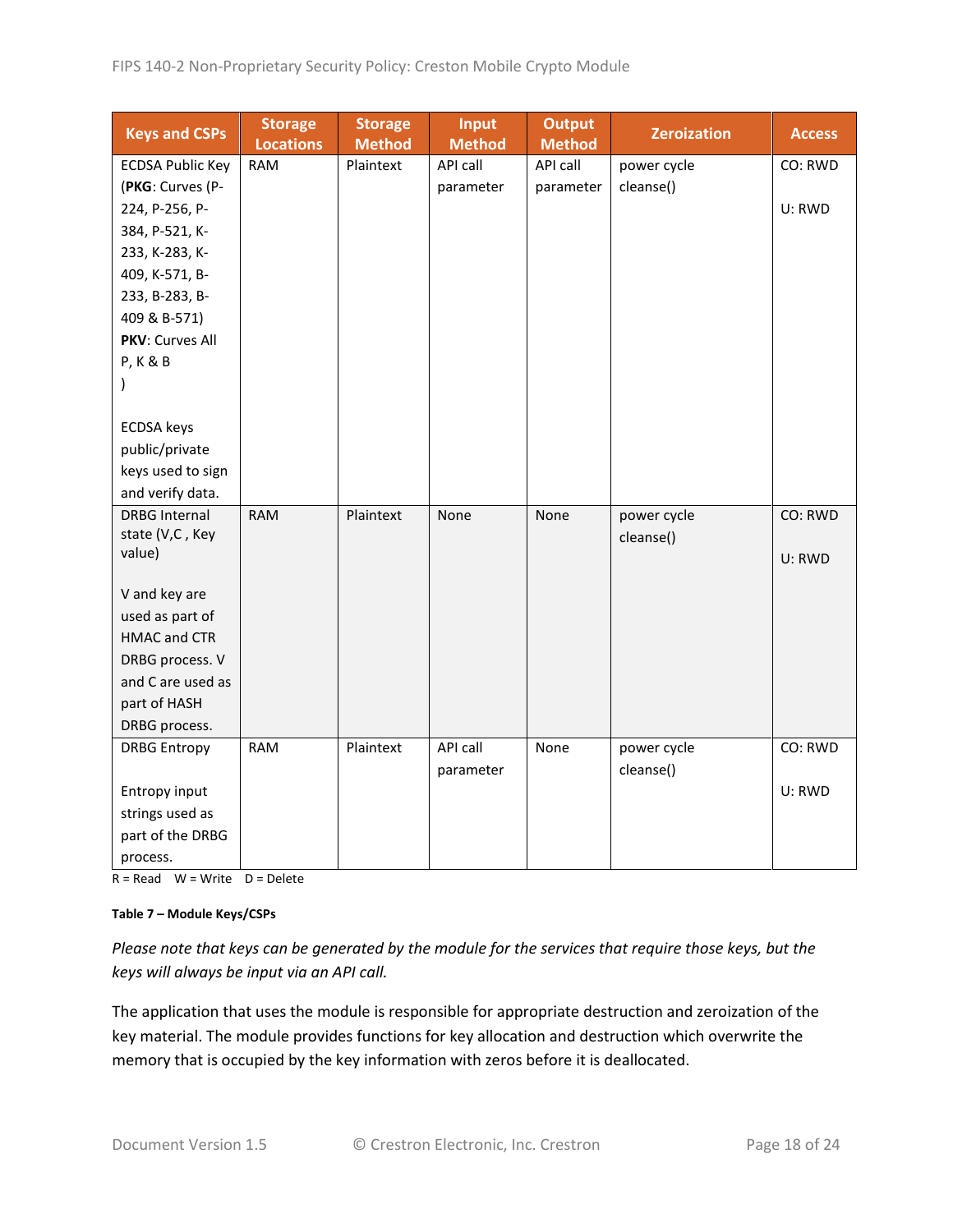| Keys and CSPs | Storage Locations | Storage Method | Input Method | Output Method | Zeroization | Access |
|---|---|---|---|---|---|---|
| ECDSA Public Key (**PKG**: Curves (P-224, P-256, P-384, P-521, K-233, K-283, K-409, K-571, B-233, B-283, B-409 & B-571) **PKV**: Curves All P, K & B ) ECDSA keys public/private keys used to sign and verify data. | RAM | Plaintext | API call parameter | API call parameter | power cycle cleanse() | CO: RWD U: RWD |
| DRBG Internal state (V,C , Key value) V and key are used as part of HMAC and CTR DRBG process. V and C are used as part of HASH DRBG process. | RAM | Plaintext | None | None | power cycle cleanse() | CO: RWD U: RWD |
| DRBG Entropy Entropy input strings used as part of the DRBG process. | RAM | Plaintext | API call parameter | None | power cycle cleanse() | CO: RWD U: RWD |

R = Read W = Write D = Delete

**Table 7 – Module Keys/CSPs**

*Please note that keys can be generated by the module for the services that require those keys, but the keys will always be input via an API call.*

The application that uses the module is responsible for appropriate destruction and zeroization of the key material. The module provides functions for key allocation and destruction which overwrite the memory that is occupied by the key information with zeros before it is deallocated.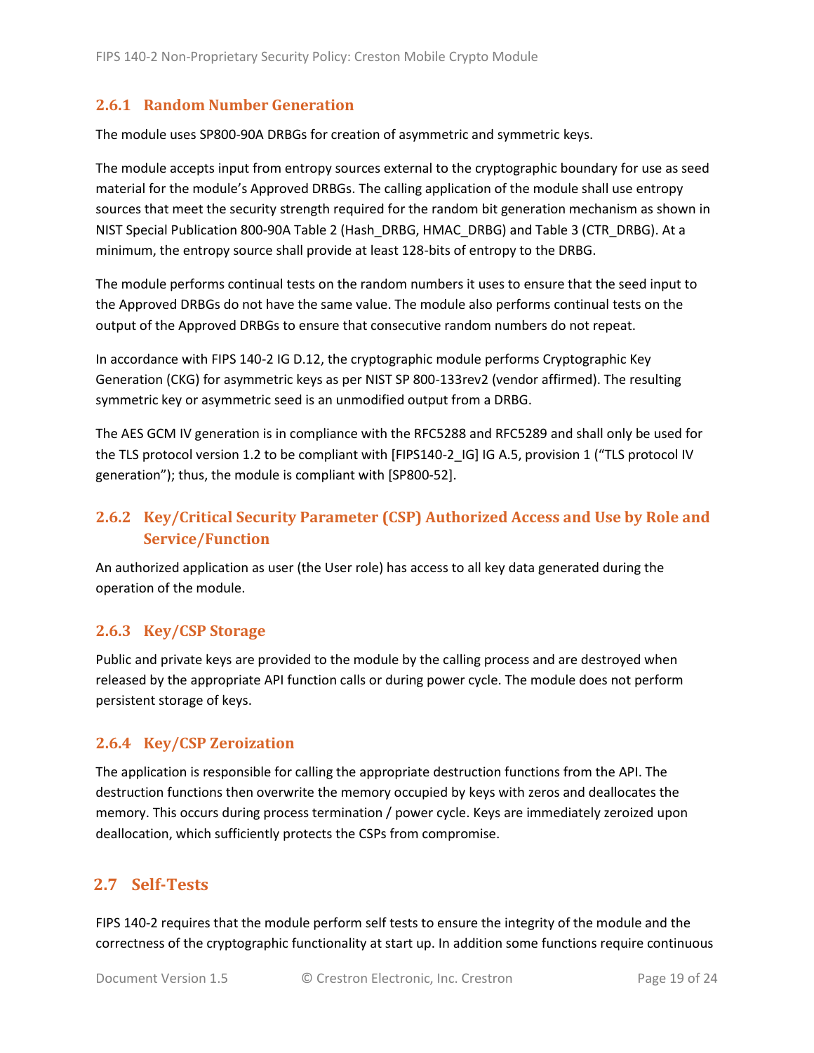### 2.6.1 Random Number Generation

The module uses SP800-90A DRBGs for creation of asymmetric and symmetric keys.

The module accepts input from entropy sources external to the cryptographic boundary for use as seed material for the module's Approved DRBGs. The calling application of the module shall use entropy sources that meet the security strength required for the random bit generation mechanism as shown in NIST Special Publication 800-90A Table 2 (Hash_DRBG, HMAC_DRBG) and Table 3 (CTR_DRBG). At a minimum, the entropy source shall provide at least 128-bits of entropy to the DRBG.

The module performs continual tests on the random numbers it uses to ensure that the seed input to the Approved DRBGs do not have the same value. The module also performs continual tests on the output of the Approved DRBGs to ensure that consecutive random numbers do not repeat.

In accordance with FIPS 140-2 IG D.12, the cryptographic module performs Cryptographic Key Generation (CKG) for asymmetric keys as per NIST SP 800-133rev2 (vendor affirmed). The resulting symmetric key or asymmetric seed is an unmodified output from a DRBG.

The AES GCM IV generation is in compliance with the RFC5288 and RFC5289 and shall only be used for the TLS protocol version 1.2 to be compliant with [FIPS140-2_IG] IG A.5, provision 1 ("TLS protocol IV generation"); thus, the module is compliant with [SP800-52].

### 2.6.2 Key/Critical Security Parameter (CSP) Authorized Access and Use by Role and Service/Function

An authorized application as user (the User role) has access to all key data generated during the operation of the module.

### 2.6.3 Key/CSP Storage

Public and private keys are provided to the module by the calling process and are destroyed when released by the appropriate API function calls or during power cycle. The module does not perform persistent storage of keys.

### 2.6.4 Key/CSP Zeroization

The application is responsible for calling the appropriate destruction functions from the API. The destruction functions then overwrite the memory occupied by keys with zeros and deallocates the memory. This occurs during process termination / power cycle. Keys are immediately zeroized upon deallocation, which sufficiently protects the CSPs from compromise.

## 2.7 Self-Tests

FIPS 140-2 requires that the module perform self tests to ensure the integrity of the module and the correctness of the cryptographic functionality at start up. In addition some functions require continuous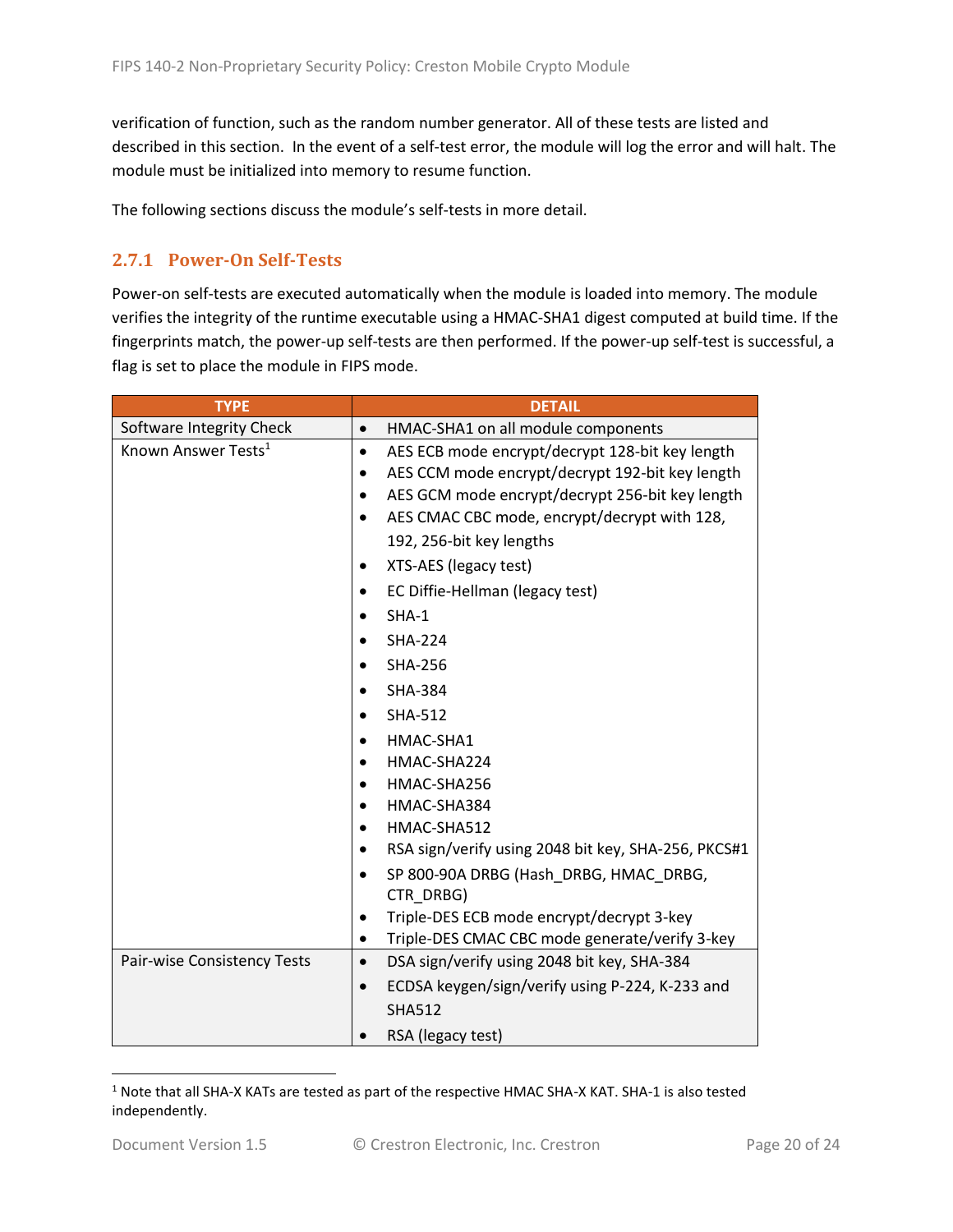verification of function, such as the random number generator. All of these tests are listed and described in this section. In the event of a self-test error, the module will log the error and will halt. The module must be initialized into memory to resume function.

The following sections discuss the module's self-tests in more detail.

### 2.7.1 Power-On Self-Tests

Power-on self-tests are executed automatically when the module is loaded into memory. The module verifies the integrity of the runtime executable using a HMAC-SHA1 digest computed at build time. If the fingerprints match, the power-up self-tests are then performed. If the power-up self-test is successful, a flag is set to place the module in FIPS mode.

| TYPE | DETAIL |
|---|---|
| Software Integrity Check | • HMAC-SHA1 on all module components |
| Known Answer Tests[1] | • AES ECB mode encrypt/decrypt 128-bit key length<br>• AES CCM mode encrypt/decrypt 192-bit key length<br>• AES GCM mode encrypt/decrypt 256-bit key length<br>• AES CMAC CBC mode, encrypt/decrypt with 128, 192, 256-bit key lengths<br>• XTS-AES (legacy test)<br>• EC Diffie-Hellman (legacy test)<br>• SHA-1<br>• SHA-224<br>• SHA-256<br>• SHA-384<br>• SHA-512<br>• HMAC-SHA1<br>• HMAC-SHA224<br>• HMAC-SHA256<br>• HMAC-SHA384<br>• HMAC-SHA512<br>• RSA sign/verify using 2048 bit key, SHA-256, PKCS#1<br>• SP 800-90A DRBG (Hash_DRBG, HMAC_DRBG, CTR_DRBG)<br>• Triple-DES ECB mode encrypt/decrypt 3-key<br>• Triple-DES CMAC CBC mode generate/verify 3-key |
| Pair-wise Consistency Tests | • DSA sign/verify using 2048 bit key, SHA-384<br>• ECDSA keygen/sign/verify using P-224, K-233 and SHA512<br>• RSA (legacy test) |

[1] Note that all SHA-X KATs are tested as part of the respective HMAC SHA-X KAT. SHA-1 is also tested independently.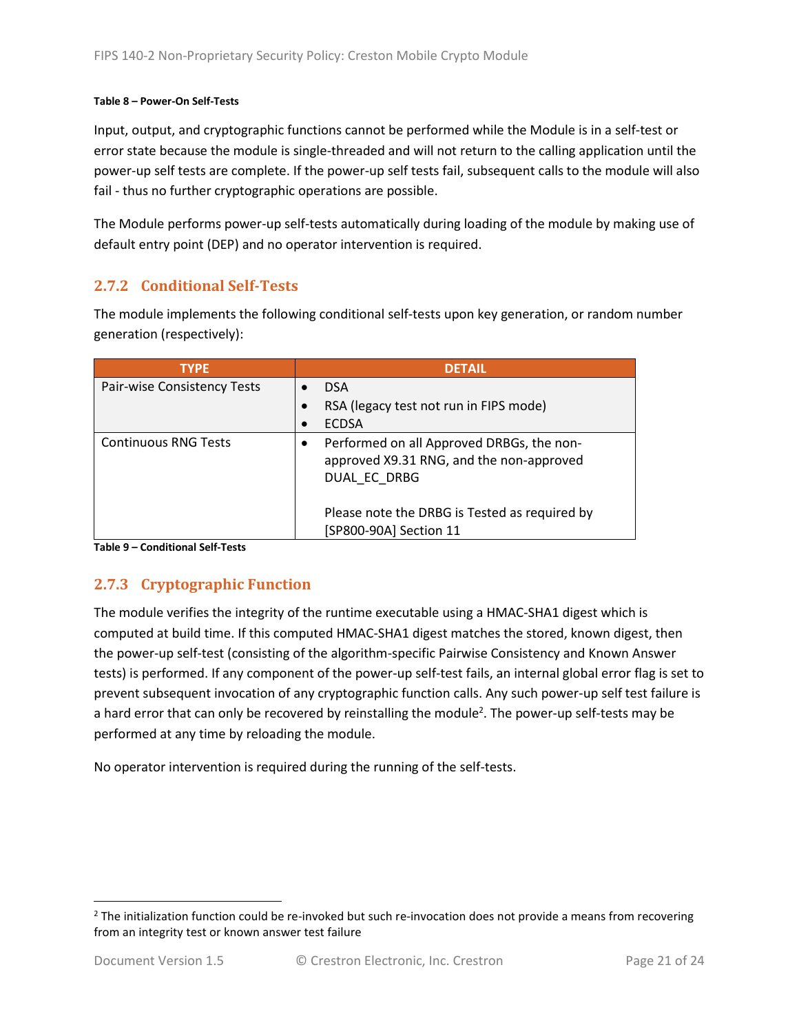**Table 8 – Power-On Self-Tests**

Input, output, and cryptographic functions cannot be performed while the Module is in a self-test or error state because the module is single-threaded and will not return to the calling application until the power-up self tests are complete. If the power-up self tests fail, subsequent calls to the module will also fail - thus no further cryptographic operations are possible.

The Module performs power-up self-tests automatically during loading of the module by making use of default entry point (DEP) and no operator intervention is required.

### 2.7.2 Conditional Self-Tests

The module implements the following conditional self-tests upon key generation, or random number generation (respectively):

| TYPE | DETAIL |
|---|---|
| Pair-wise Consistency Tests | • DSA<br>• RSA (legacy test not run in FIPS mode)<br>• ECDSA |
| Continuous RNG Tests | • Performed on all Approved DRBGs, the non-approved X9.31 RNG, and the non-approved DUAL_EC_DRBG<br><br>Please note the DRBG is Tested as required by [SP800-90A] Section 11 |

**Table 9 – Conditional Self-Tests**

### 2.7.3 Cryptographic Function

The module verifies the integrity of the runtime executable using a HMAC-SHA1 digest which is computed at build time. If this computed HMAC-SHA1 digest matches the stored, known digest, then the power-up self-test (consisting of the algorithm-specific Pairwise Consistency and Known Answer tests) is performed. If any component of the power-up self-test fails, an internal global error flag is set to prevent subsequent invocation of any cryptographic function calls. Any such power-up self test failure is a hard error that can only be recovered by reinstalling the module[2]. The power-up self-tests may be performed at any time by reloading the module.

No operator intervention is required during the running of the self-tests.

[2] The initialization function could be re-invoked but such re-invocation does not provide a means from recovering from an integrity test or known answer test failure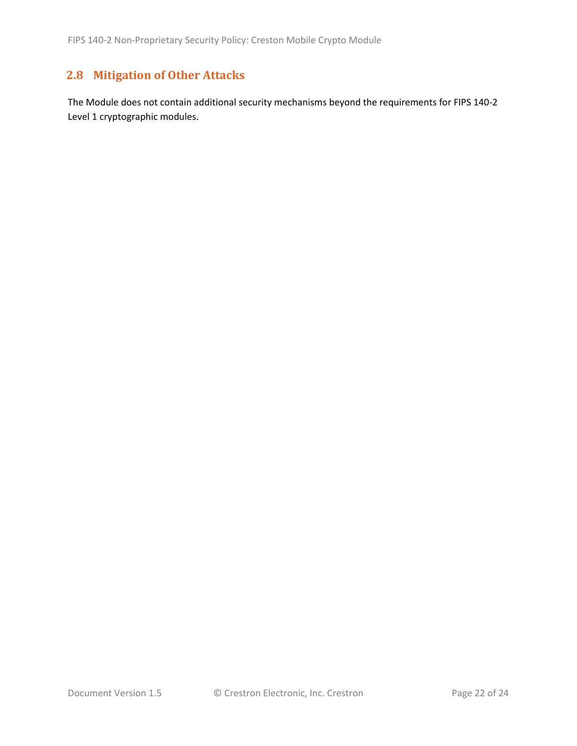## 2.8 Mitigation of Other Attacks

The Module does not contain additional security mechanisms beyond the requirements for FIPS 140-2 Level 1 cryptographic modules.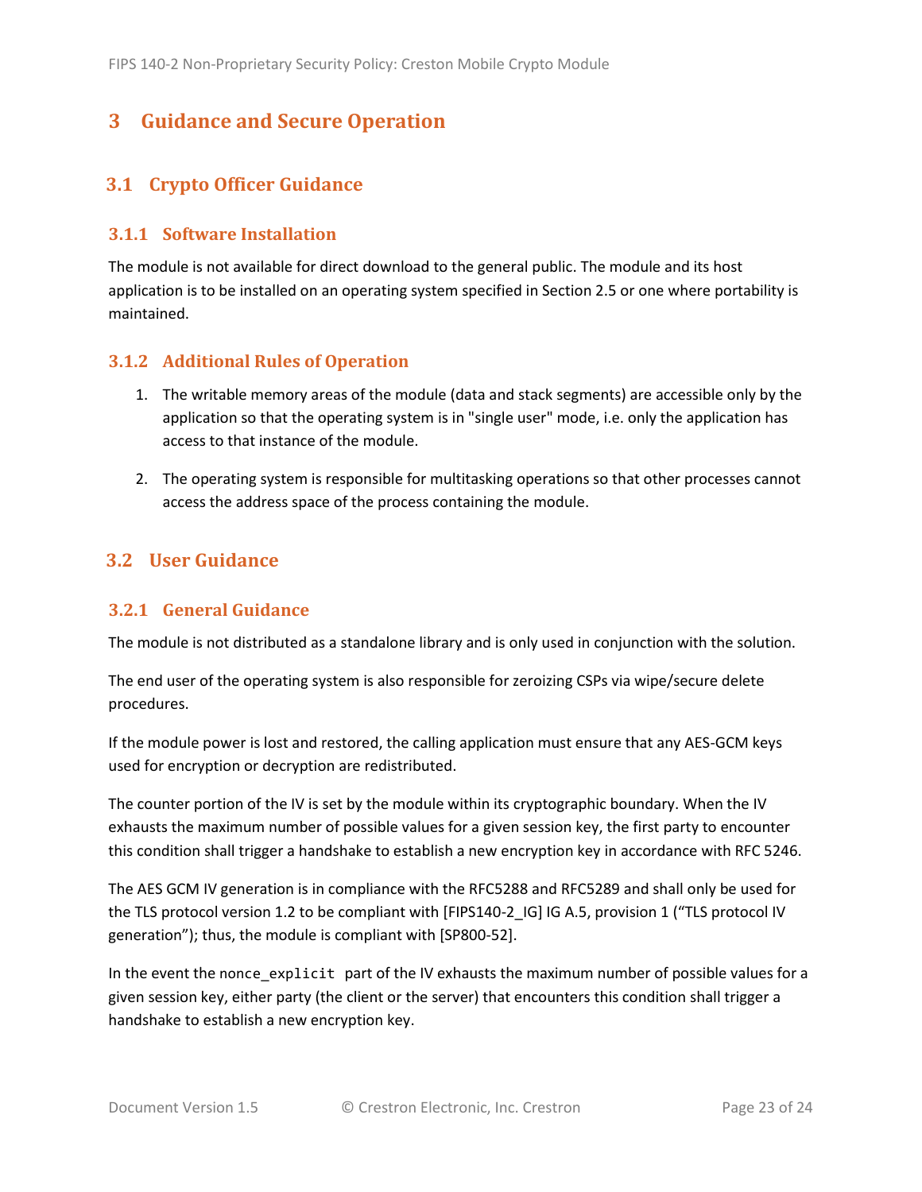# 3 Guidance and Secure Operation

## 3.1 Crypto Officer Guidance

### 3.1.1 Software Installation

The module is not available for direct download to the general public. The module and its host application is to be installed on an operating system specified in Section 2.5 or one where portability is maintained.

### 3.1.2 Additional Rules of Operation

1. The writable memory areas of the module (data and stack segments) are accessible only by the application so that the operating system is in "single user" mode, i.e. only the application has access to that instance of the module.

2. The operating system is responsible for multitasking operations so that other processes cannot access the address space of the process containing the module.

## 3.2 User Guidance

### 3.2.1 General Guidance

The module is not distributed as a standalone library and is only used in conjunction with the solution.

The end user of the operating system is also responsible for zeroizing CSPs via wipe/secure delete procedures.

If the module power is lost and restored, the calling application must ensure that any AES-GCM keys used for encryption or decryption are redistributed.

The counter portion of the IV is set by the module within its cryptographic boundary. When the IV exhausts the maximum number of possible values for a given session key, the first party to encounter this condition shall trigger a handshake to establish a new encryption key in accordance with RFC 5246.

The AES GCM IV generation is in compliance with the RFC5288 and RFC5289 and shall only be used for the TLS protocol version 1.2 to be compliant with [FIPS140-2_IG] IG A.5, provision 1 ("TLS protocol IV generation"); thus, the module is compliant with [SP800-52].

In the event the `nonce_explicit` part of the IV exhausts the maximum number of possible values for a given session key, either party (the client or the server) that encounters this condition shall trigger a handshake to establish a new encryption key.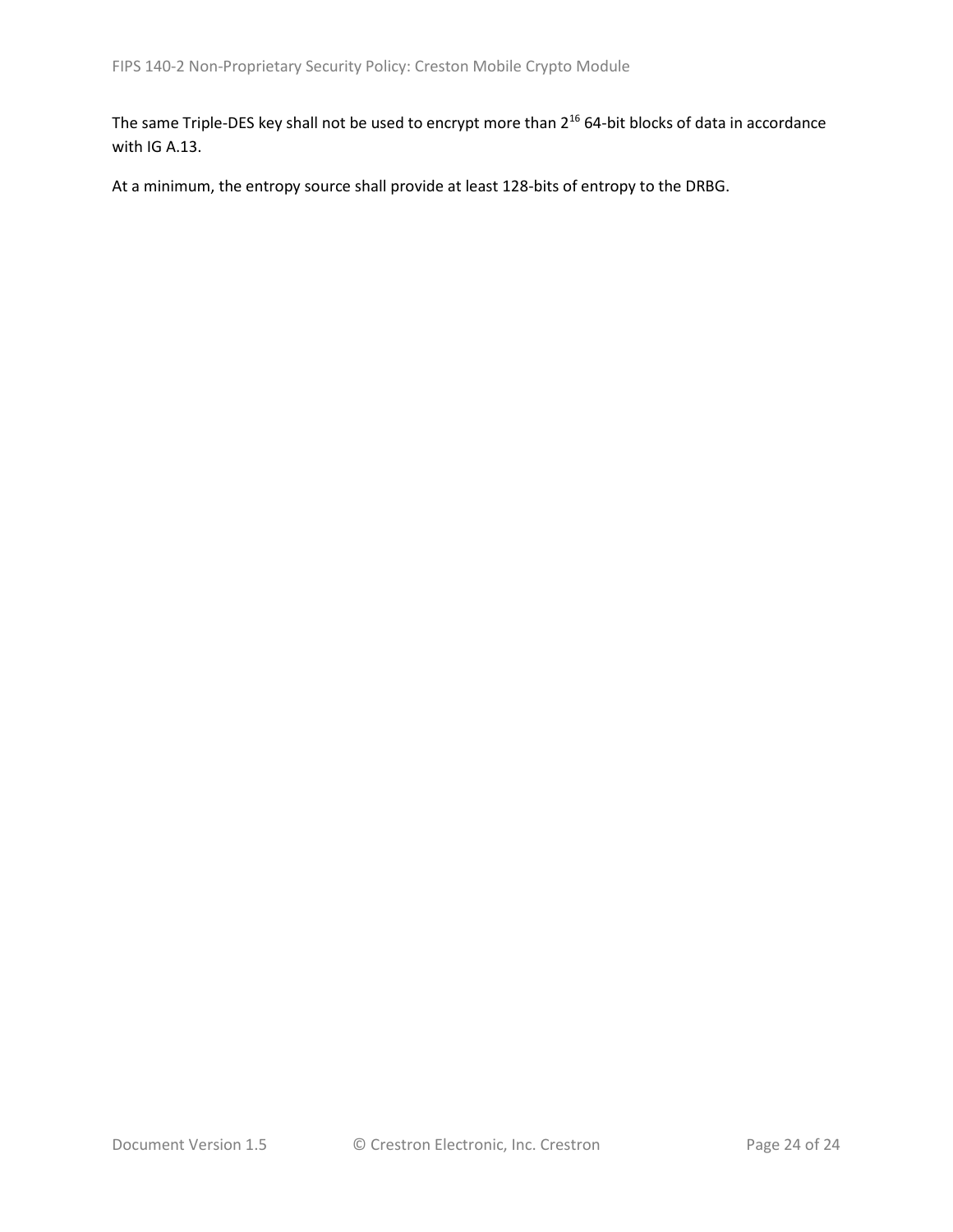The same Triple-DES key shall not be used to encrypt more than $2^{16}$ 64-bit blocks of data in accordance with IG A.13.

At a minimum, the entropy source shall provide at least 128-bits of entropy to the DRBG.